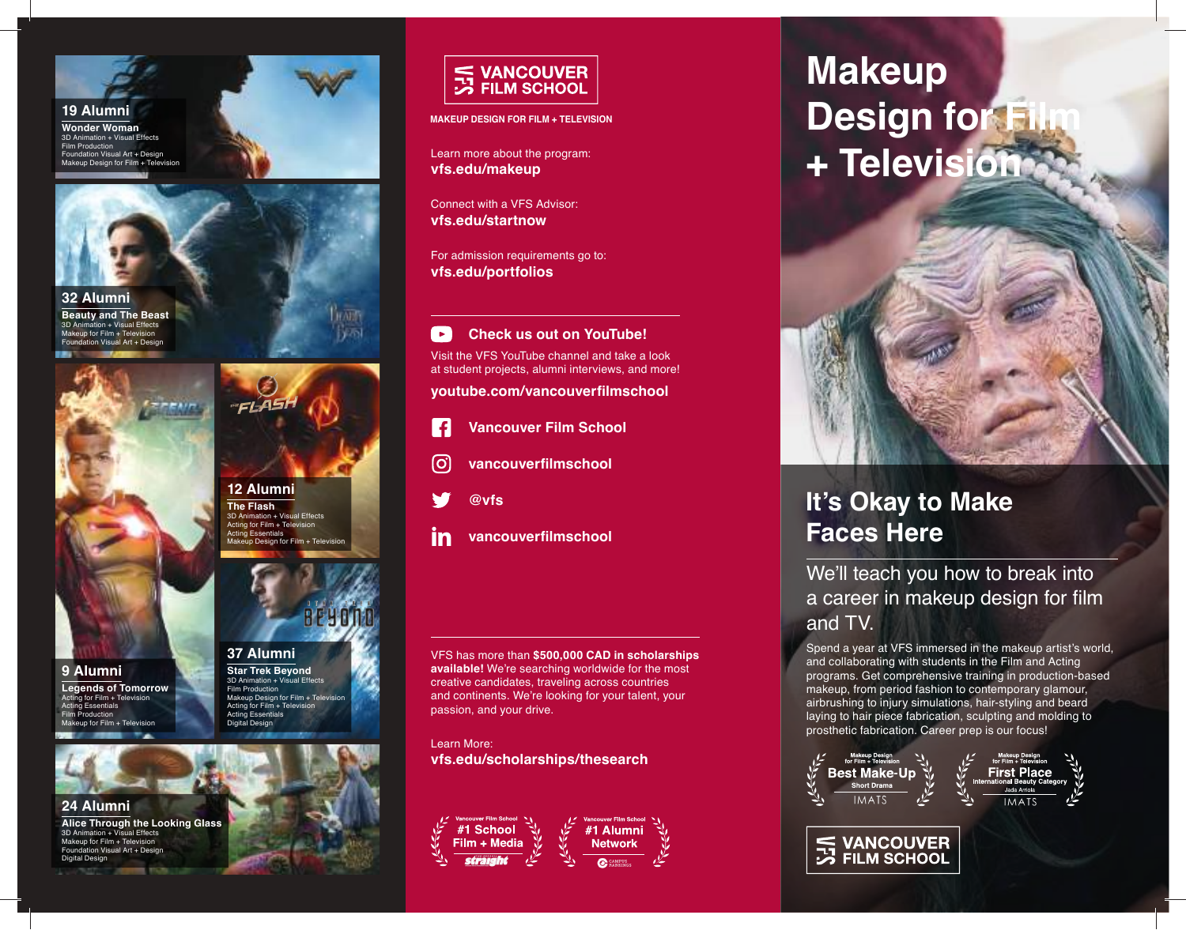## 19 Alumni

**Wonder Woman**
3D Animation + Visual Effects
Film Production
Foundation Visual Art + Design
Makeup Design for Film + Television

## 32 Alumni

**Beauty and The Beast**
3D Animation + Visual Effects
Makeup for Film + Television
Foundation Visual Art + Design

## 9 Alumni

**Legends of Tomorrow**
Acting for Film + Television
Acting Essentials
Film Production
Makeup for Film + Television

## 12 Alumni

**The Flash**
3D Animation + Visual Effects
Acting for Film + Television
Acting Essentials
Makeup Design for Film + Television

## 37 Alumni

**Star Trek Beyond**
3D Animation + Visual Effects
Film Production
Makeup Design for Film + Television
Acting for Film + Television
Acting Essentials
Digital Design

## 24 Alumni

**Alice Through the Looking Glass**
3D Animation + Visual Effects
Makeup for Film + Television
Foundation Visual Art + Design
Digital Design

---

**VANCOUVER FILM SCHOOL**

**MAKEUP DESIGN FOR FILM + TELEVISION**

Learn more about the program:
**vfs.edu/makeup**

Connect with a VFS Advisor:
**vfs.edu/startnow**

For admission requirements go to:
**vfs.edu/portfolios**

**Check us out on YouTube!**

Visit the VFS YouTube channel and take a look at student projects, alumni interviews, and more!

**youtube.com/vancouverfilmschool**

**Vancouver Film School**

**vancouverfilmschool**

**@vfs**

**vancouverfilmschool**

VFS has more than **$500,000 CAD in scholarships available!** We're searching worldwide for the most creative candidates, traveling across countries and continents. We're looking for your talent, your passion, and your drive.

Learn More:
**vfs.edu/scholarships/thesearch**

Vancouver Film School **#1 School Film + Media** — straight

Vancouver Film School **#1 Alumni Network** — Campus Rankings

---

# Makeup Design for Film + Television

## It's Okay to Make Faces Here

We'll teach you how to break into a career in makeup design for film and TV.

Spend a year at VFS immersed in the makeup artist's world, and collaborating with students in the Film and Acting programs. Get comprehensive training in production-based makeup, from period fashion to contemporary glamour, airbrushing to injury simulations, hair-styling and beard laying to hair piece fabrication, sculpting and molding to prosthetic fabrication. Career prep is our focus!

Makeup Design for Film + Television — **Best Make-Up** — Short Drama — IMATS

Makeup Design for Film + Television — **First Place** — International Beauty Category — Jada Arriola — IMATS

**VANCOUVER FILM SCHOOL**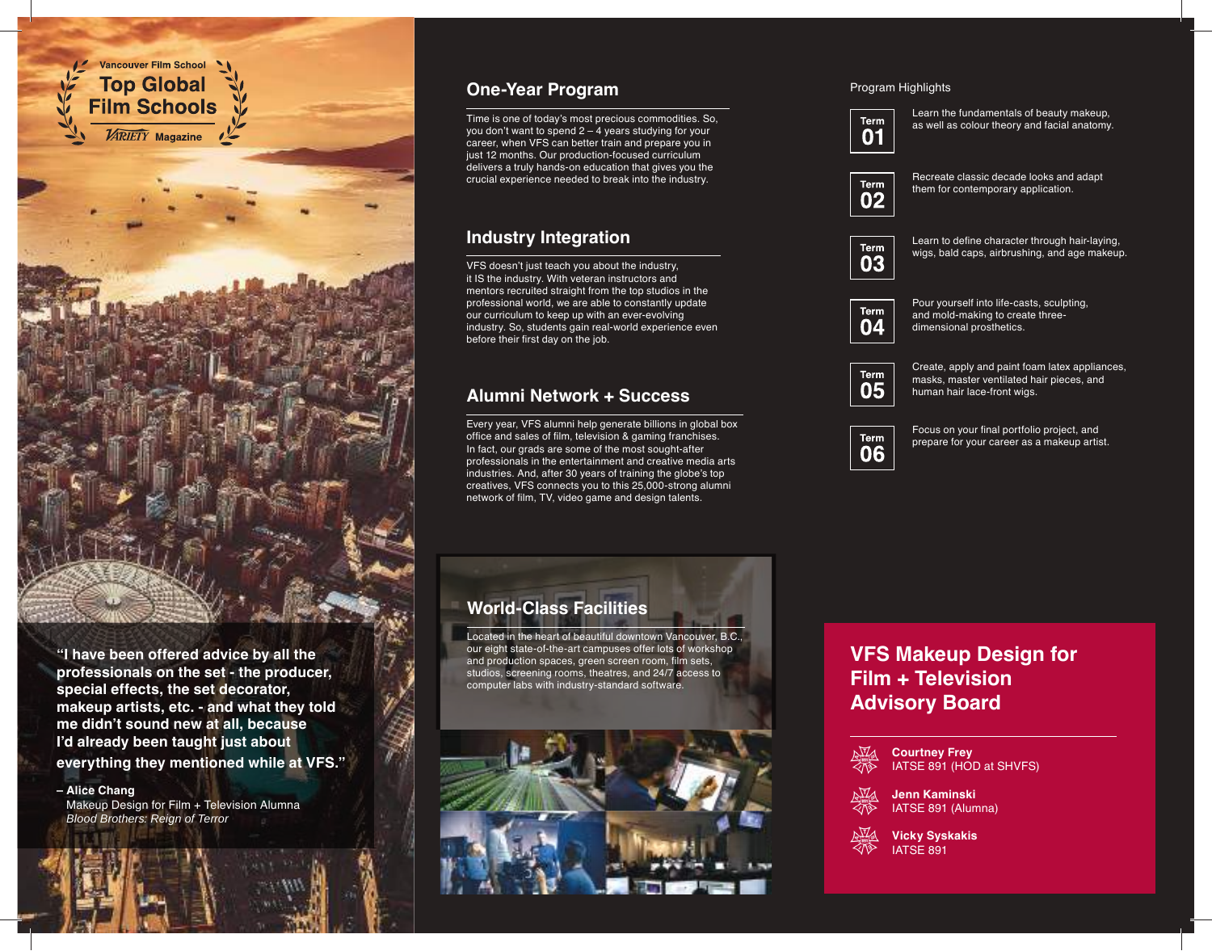Vancouver Film School
**Top Global Film Schools**
*VARIETY* Magazine

**"I have been offered advice by all the professionals on the set - the producer, special effects, the set decorator, makeup artists, etc. - and what they told me didn't sound new at all, because I'd already been taught just about everything they mentioned while at VFS."**

**– Alice Chang**
Makeup Design for Film + Television Alumna
*Blood Brothers: Reign of Terror*

## One-Year Program

Time is one of today's most precious commodities. So, you don't want to spend 2 – 4 years studying for your career, when VFS can better train and prepare you in just 12 months. Our production-focused curriculum delivers a truly hands-on education that gives you the crucial experience needed to break into the industry.

## Industry Integration

VFS doesn't just teach you about the industry, it IS the industry. With veteran instructors and mentors recruited straight from the top studios in the professional world, we are able to constantly update our curriculum to keep up with an ever-evolving industry. So, students gain real-world experience even before their first day on the job.

## Alumni Network + Success

Every year, VFS alumni help generate billions in global box office and sales of film, television & gaming franchises. In fact, our grads are some of the most sought-after professionals in the entertainment and creative media arts industries. And, after 30 years of training the globe's top creatives, VFS connects you to this 25,000-strong alumni network of film, TV, video game and design talents.

## World-Class Facilities

Located in the heart of beautiful downtown Vancouver, B.C., our eight state-of-the-art campuses offer lots of workshop and production spaces, green screen room, film sets, studios, screening rooms, theatres, and 24/7 access to computer labs with industry-standard software.

## Program Highlights

**Term 01** — Learn the fundamentals of beauty makeup, as well as colour theory and facial anatomy.

**Term 02** — Recreate classic decade looks and adapt them for contemporary application.

**Term 03** — Learn to define character through hair-laying, wigs, bald caps, airbrushing, and age makeup.

**Term 04** — Pour yourself into life-casts, sculpting, and mold-making to create three-dimensional prosthetics.

**Term 05** — Create, apply and paint foam latex appliances, masks, master ventilated hair pieces, and human hair lace-front wigs.

**Term 06** — Focus on your final portfolio project, and prepare for your career as a makeup artist.

## VFS Makeup Design for Film + Television Advisory Board

**Courtney Frey**
IATSE 891 (HOD at SHVFS)

**Jenn Kaminski**
IATSE 891 (Alumna)

**Vicky Syskakis**
IATSE 891